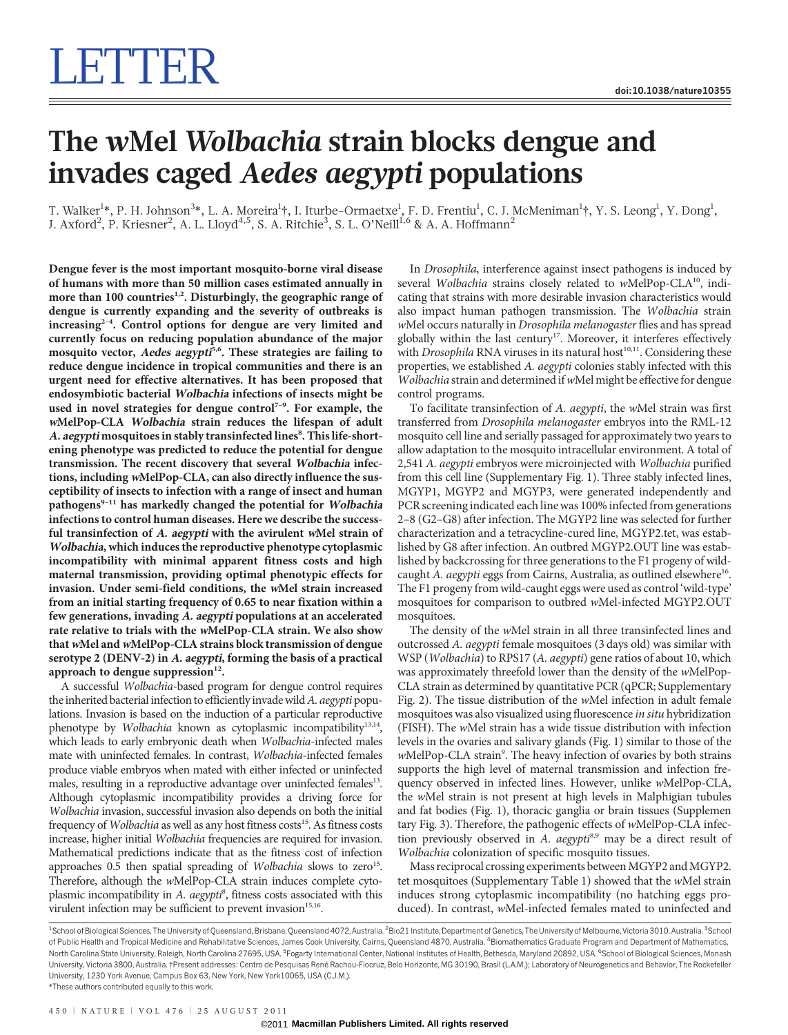# LETTER

# The wMel *Wolbachia* strain blocks dengue and invades caged *Aedes aegypti* populations

T. Walker[1]*, P. H. Johnson[3]*, L. A. Moreira[1]†, I. Iturbe-Ormaetxe[1], F. D. Frentiu[1], C. J. McMeniman[1]†, Y. S. Leong[1], Y. Dong[1], J. Axford[2], P. Kriesner[2], A. L. Lloyd[4,5], S. A. Ritchie[3], S. L. O'Neill[1,6] & A. A. Hoffmann[2]

**Dengue fever is the most important mosquito-borne viral disease of humans with more than 50 million cases estimated annually in more than 100 countries[1,2]. Disturbingly, the geographic range of dengue is currently expanding and the severity of outbreaks is increasing[2–4]. Control options for dengue are very limited and currently focus on reducing population abundance of the major mosquito vector, *Aedes aegypti*[5,6]. These strategies are failing to reduce dengue incidence in tropical communities and there is an urgent need for effective alternatives. It has been proposed that endosymbiotic bacterial *Wolbachia* infections of insects might be used in novel strategies for dengue control[7–9]. For example, the *w*MelPop-CLA *Wolbachia* strain reduces the lifespan of adult *A. aegypti* mosquitoes in stably transinfected lines[8]. This life-shortening phenotype was predicted to reduce the potential for dengue transmission. The recent discovery that several *Wolbachia* infections, including *w*MelPop-CLA, can also directly influence the susceptibility of insects to infection with a range of insect and human pathogens[9–11] has markedly changed the potential for *Wolbachia* infections to control human diseases. Here we describe the successful transinfection of *A. aegypti* with the avirulent *w*Mel strain of *Wolbachia*, which induces the reproductive phenotype cytoplasmic incompatibility with minimal apparent fitness costs and high maternal transmission, providing optimal phenotypic effects for invasion. Under semi-field conditions, the *w*Mel strain increased from an initial starting frequency of 0.65 to near fixation within a few generations, invading *A. aegypti* populations at an accelerated rate relative to trials with the *w*MelPop-CLA strain. We also show that *w*Mel and *w*MelPop-CLA strains block transmission of dengue serotype 2 (DENV-2) in *A. aegypti*, forming the basis of a practical approach to dengue suppression[12].**

A successful *Wolbachia*-based program for dengue control requires the inherited bacterial infection to efficiently invade wild *A. aegypti* populations. Invasion is based on the induction of a particular reproductive phenotype by *Wolbachia* known as cytoplasmic incompatibility[13,14], which leads to early embryonic death when *Wolbachia*-infected males mate with uninfected females. In contrast, *Wolbachia*-infected females produce viable embryos when mated with either infected or uninfected males, resulting in a reproductive advantage over uninfected females[13]. Although cytoplasmic incompatibility provides a driving force for *Wolbachia* invasion, successful invasion also depends on both the initial frequency of *Wolbachia* as well as any host fitness costs[15]. As fitness costs increase, higher initial *Wolbachia* frequencies are required for invasion. Mathematical predictions indicate that as the fitness cost of infection approaches 0.5 then spatial spreading of *Wolbachia* slows to zero[15]. Therefore, although the *w*MelPop-CLA strain induces complete cytoplasmic incompatibility in *A. aegypti*[8], fitness costs associated with this virulent infection may be sufficient to prevent invasion[15,16].

In *Drosophila*, interference against insect pathogens is induced by several *Wolbachia* strains closely related to *w*MelPop-CLA[10], indicating that strains with more desirable invasion characteristics would also impact human pathogen transmission. The *Wolbachia* strain *w*Mel occurs naturally in *Drosophila melanogaster* flies and has spread globally within the last century[17]. Moreover, it interferes effectively with *Drosophila* RNA viruses in its natural host[10,11]. Considering these properties, we established *A. aegypti* colonies stably infected with this *Wolbachia* strain and determined if *w*Mel might be effective for dengue control programs.

To facilitate transinfection of *A. aegypti*, the *w*Mel strain was first transferred from *Drosophila melanogaster* embryos into the RML-12 mosquito cell line and serially passaged for approximately two years to allow adaptation to the mosquito intracellular environment. A total of 2,541 *A. aegypti* embryos were microinjected with *Wolbachia* purified from this cell line (Supplementary Fig. 1). Three stably infected lines, MGYP1, MGYP2 and MGYP3, were generated independently and PCR screening indicated each line was 100% infected from generations 2–8 (G2–G8) after infection. The MGYP2 line was selected for further characterization and a tetracycline-cured line, MGYP2.tet, was established by G8 after infection. An outbred MGYP2.OUT line was established by backcrossing for three generations to the F1 progeny of wild-caught *A. aegypti* eggs from Cairns, Australia, as outlined elsewhere[16]. The F1 progeny from wild-caught eggs were used as control 'wild-type' mosquitoes for comparison to outbred *w*Mel-infected MGYP2.OUT mosquitoes.

The density of the *w*Mel strain in all three transinfected lines and outcrossed *A. aegypti* female mosquitoes (3 days old) was similar with WSP (*Wolbachia*) to RPS17 (*A. aegypti*) gene ratios of about 10, which was approximately threefold lower than the density of the *w*MelPop-CLA strain as determined by quantitative PCR (qPCR; Supplementary Fig. 2). The tissue distribution of the *w*Mel infection in adult female mosquitoes was also visualized using fluorescence *in situ* hybridization (FISH). The *w*Mel strain has a wide tissue distribution with infection levels in the ovaries and salivary glands (Fig. 1) similar to those of the *w*MelPop-CLA strain[9]. The heavy infection of ovaries by both strains supports the high level of maternal transmission and infection frequency observed in infected lines. However, unlike *w*MelPop-CLA, the *w*Mel strain is not present at high levels in Malphigian tubules and fat bodies (Fig. 1), thoracic ganglia or brain tissues (Supplementary Fig. 3). Therefore, the pathogenic effects of *w*MelPop-CLA infection previously observed in *A. aegypti*[8,9] may be a direct result of *Wolbachia* colonization of specific mosquito tissues.

Mass reciprocal crossing experiments between MGYP2 and MGYP2.tet mosquitoes (Supplementary Table 1) showed that the *w*Mel strain induces strong cytoplasmic incompatibility (no hatching eggs produced). In contrast, *w*Mel-infected females mated to uninfected and

[1]School of Biological Sciences, The University of Queensland, Brisbane, Queensland 4072, Australia. [2]Bio21 Institute, Department of Genetics, The University of Melbourne, Victoria 3010, Australia. [3]School of Public Health and Tropical Medicine and Rehabilitative Sciences, James Cook University, Cairns, Queensland 4870, Australia. [4]Biomathematics Graduate Program and Department of Mathematics, North Carolina State University, Raleigh, North Carolina 27695, USA. [5]Fogarty International Center, National Institutes of Health, Bethesda, Maryland 20892, USA. [6]School of Biological Sciences, Monash University, Victoria 3800, Australia. †Present addresses: Centro de Pesquisas René Rachou-Fiocruz, Belo Horizonte, MG 30190, Brasil (L.A.M.); Laboratory of Neurogenetics and Behavior, The Rockefeller University, 1230 York Avenue, Campus Box 63, New York, New York10065, USA (C.J.M.).
*These authors contributed equally to this work.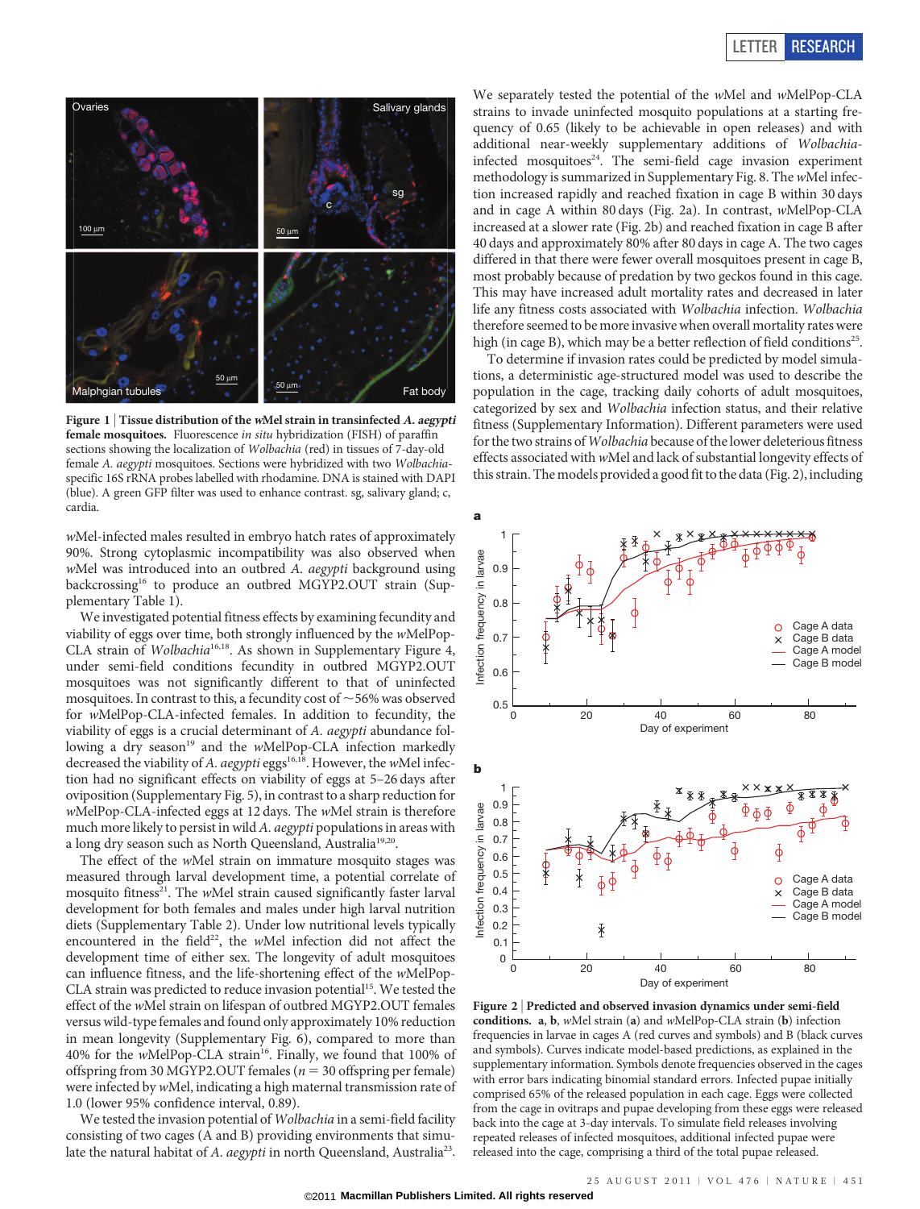**Figure 1 | Tissue distribution of the *w*Mel strain in transinfected *A. aegypti* female mosquitoes.** Fluorescence *in situ* hybridization (FISH) of paraffin sections showing the localization of *Wolbachia* (red) in tissues of 7-day-old female *A. aegypti* mosquitoes. Sections were hybridized with two *Wolbachia*-specific 16S rRNA probes labelled with rhodamine. DNA is stained with DAPI (blue). A green GFP filter was used to enhance contrast. sg, salivary gland; c, cardia.

*w*Mel-infected males resulted in embryo hatch rates of approximately 90%. Strong cytoplasmic incompatibility was also observed when *w*Mel was introduced into an outbred *A. aegypti* background using backcrossing[16] to produce an outbred MGYP2.OUT strain (Supplementary Table 1).

We investigated potential fitness effects by examining fecundity and viability of eggs over time, both strongly influenced by the *w*MelPop-CLA strain of *Wolbachia*[16,18]. As shown in Supplementary Figure 4, under semi-field conditions fecundity in outbred MGYP2.OUT mosquitoes was not significantly different to that of uninfected mosquitoes. In contrast to this, a fecundity cost of ~56% was observed for *w*MelPop-CLA-infected females. In addition to fecundity, the viability of eggs is a crucial determinant of *A. aegypti* abundance following a dry season[19] and the *w*MelPop-CLA infection markedly decreased the viability of *A. aegypti* eggs[16,18]. However, the *w*Mel infection had no significant effects on viability of eggs at 5–26 days after oviposition (Supplementary Fig. 5), in contrast to a sharp reduction for *w*MelPop-CLA-infected eggs at 12 days. The *w*Mel strain is therefore much more likely to persist in wild *A. aegypti* populations in areas with a long dry season such as North Queensland, Australia[19,20].

The effect of the *w*Mel strain on immature mosquito stages was measured through larval development time, a potential correlate of mosquito fitness[21]. The *w*Mel strain caused significantly faster larval development for both females and males under high larval nutrition diets (Supplementary Table 2). Under low nutritional levels typically encountered in the field[22], the *w*Mel infection did not affect the development time of either sex. The longevity of adult mosquitoes can influence fitness, and the life-shortening effect of the *w*MelPop-CLA strain was predicted to reduce invasion potential[15]. We tested the effect of the *w*Mel strain on lifespan of outbred MGYP2.OUT females versus wild-type females and found only approximately 10% reduction in mean longevity (Supplementary Fig. 6), compared to more than 40% for the *w*MelPop-CLA strain[16]. Finally, we found that 100% of offspring from 30 MGYP2.OUT females ($n = 30$ offspring per female) were infected by *w*Mel, indicating a high maternal transmission rate of 1.0 (lower 95% confidence interval, 0.89).

We tested the invasion potential of *Wolbachia* in a semi-field facility consisting of two cages (A and B) providing environments that simulate the natural habitat of *A. aegypti* in north Queensland, Australia[23].

We separately tested the potential of the *w*Mel and *w*MelPop-CLA strains to invade uninfected mosquito populations at a starting frequency of 0.65 (likely to be achievable in open releases) and with additional near-weekly supplementary additions of *Wolbachia*-infected mosquitoes[24]. The semi-field cage invasion experiment methodology is summarized in Supplementary Fig. 8. The *w*Mel infection increased rapidly and reached fixation in cage B within 30 days and in cage A within 80 days (Fig. 2a). In contrast, *w*MelPop-CLA increased at a slower rate (Fig. 2b) and reached fixation in cage B after 40 days and approximately 80% after 80 days in cage A. The two cages differed in that there were fewer overall mosquitoes present in cage B, most probably because of predation by two geckos found in this cage. This may have increased adult mortality rates and decreased in later life any fitness costs associated with *Wolbachia* infection. *Wolbachia* therefore seemed to be more invasive when overall mortality rates were high (in cage B), which may be a better reflection of field conditions[25].

To determine if invasion rates could be predicted by model simulations, a deterministic age-structured model was used to describe the population in the cage, tracking daily cohorts of adult mosquitoes, categorized by sex and *Wolbachia* infection status, and their relative fitness (Supplementary Information). Different parameters were used for the two strains of *Wolbachia* because of the lower deleterious fitness effects associated with *w*Mel and lack of substantial longevity effects of this strain. The models provided a good fit to the data (Fig. 2), including

**Figure 2 | Predicted and observed invasion dynamics under semi-field conditions.** **a**, **b**, *w*Mel strain (**a**) and *w*MelPop-CLA strain (**b**) infection frequencies in larvae in cages A (red curves and symbols) and B (black curves and symbols). Curves indicate model-based predictions, as explained in the supplementary information. Symbols denote frequencies observed in the cages with error bars indicating binomial standard errors. Infected pupae initially comprised 65% of the released population in each cage. Eggs were collected from the cage in ovitraps and pupae developing from these eggs were released back into the cage at 3-day intervals. To simulate field releases involving repeated releases of infected mosquitoes, additional infected pupae were released into the cage, comprising a third of the total pupae released.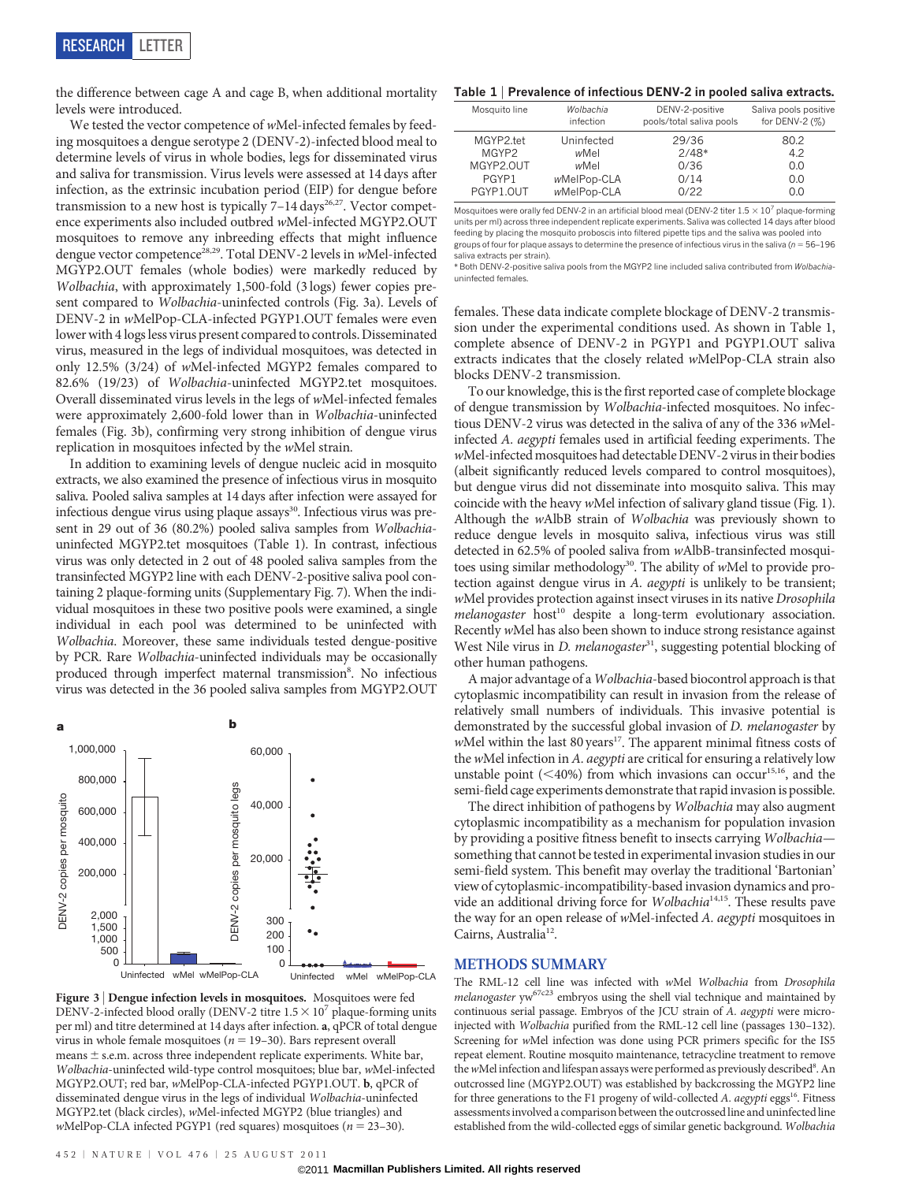the difference between cage A and cage B, when additional mortality levels were introduced.

We tested the vector competence of *w*Mel-infected females by feeding mosquitoes a dengue serotype 2 (DENV-2)-infected blood meal to determine levels of virus in whole bodies, legs for disseminated virus and saliva for transmission. Virus levels were assessed at 14 days after infection, as the extrinsic incubation period (EIP) for dengue before transmission to a new host is typically 7–14 days[26,27]. Vector competence experiments also included outbred *w*Mel-infected MGYP2.OUT mosquitoes to remove any inbreeding effects that might influence dengue vector competence[28,29]. Total DENV-2 levels in *w*Mel-infected MGYP2.OUT females (whole bodies) were markedly reduced by *Wolbachia*, with approximately 1,500-fold (3 logs) fewer copies present compared to *Wolbachia*-uninfected controls (Fig. 3a). Levels of DENV-2 in *w*MelPop-CLA-infected PGYP1.OUT females were even lower with 4 logs less virus present compared to controls. Disseminated virus, measured in the legs of individual mosquitoes, was detected in only 12.5% (3/24) of *w*Mel-infected MGYP2 females compared to 82.6% (19/23) of *Wolbachia*-uninfected MGYP2.tet mosquitoes. Overall disseminated virus levels in the legs of *w*Mel-infected females were approximately 2,600-fold lower than in *Wolbachia*-uninfected females (Fig. 3b), confirming very strong inhibition of dengue virus replication in mosquitoes infected by the *w*Mel strain.

In addition to examining levels of dengue nucleic acid in mosquito extracts, we also examined the presence of infectious virus in mosquito saliva. Pooled saliva samples at 14 days after infection were assayed for infectious dengue virus using plaque assays[30]. Infectious virus was present in 29 out of 36 (80.2%) pooled saliva samples from *Wolbachia*-uninfected MGYP2.tet mosquitoes (Table 1). In contrast, infectious virus was only detected in 2 out of 48 pooled saliva samples from the transinfected MGYP2 line with each DENV-2-positive saliva pool containing 2 plaque-forming units (Supplementary Fig. 7). When the individual mosquitoes in these two positive pools were examined, a single individual in each pool was determined to be uninfected with *Wolbachia*. Moreover, these same individuals tested dengue-positive by PCR. Rare *Wolbachia*-uninfected individuals may be occasionally produced through imperfect maternal transmission[8]. No infectious virus was detected in the 36 pooled saliva samples from MGYP2.OUT females. These data indicate complete blockage of DENV-2 transmission under the experimental conditions used. As shown in Table 1, complete absence of DENV-2 in PGYP1 and PGYP1.OUT saliva extracts indicates that the closely related *w*MelPop-CLA strain also blocks DENV-2 transmission.

**Table 1 | Prevalence of infectious DENV-2 in pooled saliva extracts.**

| Mosquito line | *Wolbachia* infection | DENV-2-positive pools/total saliva pools | Saliva pools positive for DENV-2 (%) |
|---|---|---|---|
| MGYP2.tet | Uninfected | 29/36 | 80.2 |
| MGYP2 | *w*Mel | 2/48* | 4.2 |
| MGYP2.OUT | *w*Mel | 0/36 | 0.0 |
| PGYP1 | *w*MelPop-CLA | 0/14 | 0.0 |
| PGYP1.OUT | *w*MelPop-CLA | 0/22 | 0.0 |

Mosquitoes were orally fed DENV-2 in an artificial blood meal (DENV-2 titer $1.5 \times 10^7$ plaque-forming units per ml) across three independent replicate experiments. Saliva was collected 14 days after blood feeding by placing the mosquito proboscis into filtered pipette tips and the saliva was pooled into groups of four for plaque assays to determine the presence of infectious virus in the saliva ($n$ = 56–196 saliva extracts per strain).
* Both DENV-2-positive saliva pools from the MGYP2 line included saliva contributed from *Wolbachia*-uninfected females.

To our knowledge, this is the first reported case of complete blockage of dengue transmission by *Wolbachia*-infected mosquitoes. No infectious DENV-2 virus was detected in the saliva of any of the 336 *w*Mel-infected *A. aegypti* females used in artificial feeding experiments. The *w*Mel-infected mosquitoes had detectable DENV-2 virus in their bodies (albeit significantly reduced levels compared to control mosquitoes), but dengue virus did not disseminate into mosquito saliva. This may coincide with the heavy *w*Mel infection of salivary gland tissue (Fig. 1). Although the *w*AlbB strain of *Wolbachia* was previously shown to reduce dengue levels in mosquito saliva, infectious virus was still detected in 62.5% of pooled saliva from *w*AlbB-transinfected mosquitoes using similar methodology[30]. The ability of *w*Mel to provide protection against dengue virus in *A. aegypti* is unlikely to be transient; *w*Mel provides protection against insect viruses in its native *Drosophila melanogaster* host[10] despite a long-term evolutionary association. Recently *w*Mel has also been shown to induce strong resistance against West Nile virus in *D. melanogaster*[31], suggesting potential blocking of other human pathogens.

A major advantage of a *Wolbachia*-based biocontrol approach is that cytoplasmic incompatibility can result in invasion from the release of relatively small numbers of individuals. This invasive potential is demonstrated by the successful global invasion of *D. melanogaster* by *w*Mel within the last 80 years[17]. The apparent minimal fitness costs of the *w*Mel infection in *A. aegypti* are critical for ensuring a relatively low unstable point (<40%) from which invasions can occur[15,16], and the semi-field cage experiments demonstrate that rapid invasion is possible.

The direct inhibition of pathogens by *Wolbachia* may also augment cytoplasmic incompatibility as a mechanism for population invasion by providing a positive fitness benefit to insects carrying *Wolbachia*—something that cannot be tested in experimental invasion studies in our semi-field system. This benefit may overlay the traditional 'Bartonian' view of cytoplasmic-incompatibility-based invasion dynamics and provide an additional driving force for *Wolbachia*[14,15]. These results pave the way for an open release of *w*Mel-infected *A. aegypti* mosquitoes in Cairns, Australia[12].

**Figure 3 | Dengue infection levels in mosquitoes.** Mosquitoes were fed DENV-2-infected blood orally (DENV-2 titre $1.5 \times 10^7$ plaque-forming units per ml) and titre determined at 14 days after infection. **a**, qPCR of total dengue virus in whole female mosquitoes ($n$ = 19–30). Bars represent overall means ± s.e.m. across three independent replicate experiments. White bar, *Wolbachia*-uninfected wild-type control mosquitoes; blue bar, *w*Mel-infected MGYP2.OUT; red bar, *w*MelPop-CLA-infected PGYP1.OUT. **b**, qPCR of disseminated dengue virus in the legs of individual *Wolbachia*-uninfected MGYP2.tet (black circles), *w*Mel-infected MGYP2 (blue triangles) and *w*MelPop-CLA infected PGYP1 (red squares) mosquitoes ($n$ = 23–30).

## METHODS SUMMARY

The RML-12 cell line was infected with *w*Mel *Wolbachia* from *Drosophila melanogaster* yw[67c23] embryos using the shell vial technique and maintained by continuous serial passage. Embryos of the JCU strain of *A. aegypti* were microinjected with *Wolbachia* purified from the RML-12 cell line (passages 130–132). Screening for *w*Mel infection was done using PCR primers specific for the IS5 repeat element. Routine mosquito maintenance, tetracycline treatment to remove the *w*Mel infection and lifespan assays were performed as previously described[8]. An outcrossed line (MGYP2.OUT) was established by backcrossing the MGYP2 line for three generations to the F1 progeny of wild-collected *A. aegypti* eggs[16]. Fitness assessments involved a comparison between the outcrossed line and uninfected line established from the wild-collected eggs of similar genetic background. *Wolbachia*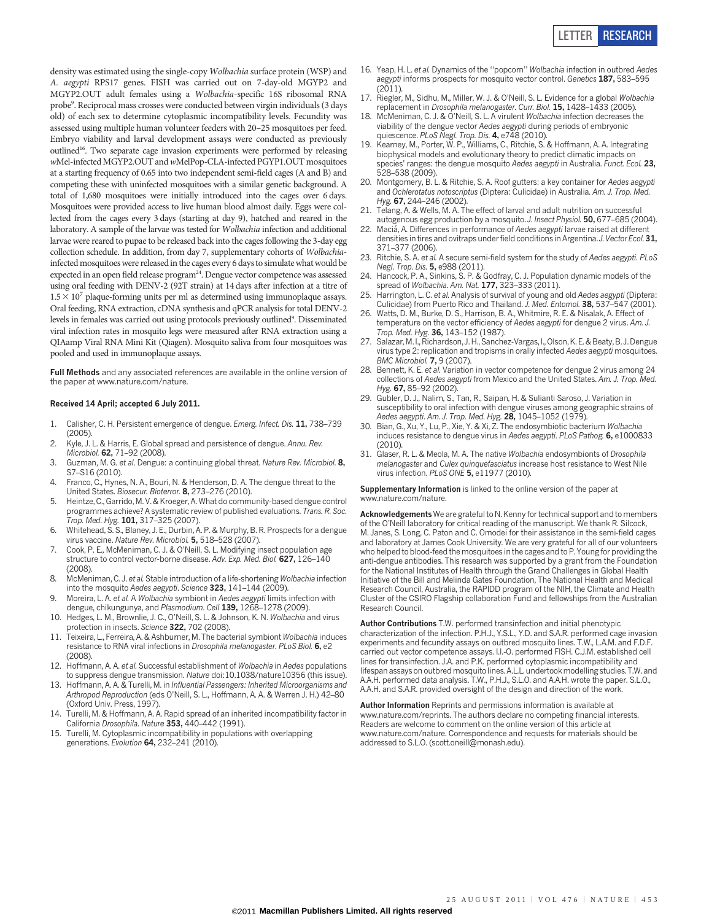density was estimated using the single-copy *Wolbachia* surface protein (WSP) and *A. aegypti* RPS17 genes. FISH was carried out on 7-day-old MGYP2 and MGYP2.OUT adult females using a *Wolbachia*-specific 16S ribosomal RNA probe[9]. Reciprocal mass crosses were conducted between virgin individuals (3 days old) of each sex to determine cytoplasmic incompatibility levels. Fecundity was assessed using multiple human volunteer feeders with 20–25 mosquitoes per feed. Embryo viability and larval development assays were conducted as previously outlined[16]. Two separate cage invasion experiments were performed by releasing *w*Mel-infected MGYP2.OUT and *w*MelPop-CLA-infected PGYP1.OUT mosquitoes at a starting frequency of 0.65 into two independent semi-field cages (A and B) and competing these with uninfected mosquitoes with a similar genetic background. A total of 1,680 mosquitoes were initially introduced into the cages over 6 days. Mosquitoes were provided access to live human blood almost daily. Eggs were collected from the cages every 3 days (starting at day 9), hatched and reared in the laboratory. A sample of the larvae was tested for *Wolbachia* infection and additional larvae were reared to pupae to be released back into the cages following the 3-day egg collection schedule. In addition, from day 7, supplementary cohorts of *Wolbachia*-infected mosquitoes were released in the cages every 6 days to simulate what would be expected in an open field release program[24]. Dengue vector competence was assessed using oral feeding with DENV-2 (92T strain) at 14 days after infection at a titre of $1.5 \times 10^7$ plaque-forming units per ml as determined using immunoplaque assays. Oral feeding, RNA extraction, cDNA synthesis and qPCR analysis for total DENV-2 levels in females was carried out using protocols previously outlined[9]. Disseminated viral infection rates in mosquito legs were measured after RNA extraction using a QIAamp Viral RNA Mini Kit (Qiagen). Mosquito saliva from four mosquitoes was pooled and used in immunoplaque assays.

**Full Methods** and any associated references are available in the online version of the paper at www.nature.com/nature.

**Received 14 April; accepted 6 July 2011.**

1. Calisher, C. H. Persistent emergence of dengue. *Emerg. Infect. Dis.* **11,** 738–739 (2005).
2. Kyle, J. L. & Harris, E. Global spread and persistence of dengue. *Annu. Rev. Microbiol.* **62,** 71–92 (2008).
3. Guzman, M. G. *et al.* Dengue: a continuing global threat. *Nature Rev. Microbiol.* **8,** S7–S16 (2010).
4. Franco, C., Hynes, N. A., Bouri, N. & Henderson, D. A. The dengue threat to the United States. *Biosecur. Bioterror.* **8,** 273–276 (2010).
5. Heintze, C., Garrido, M. V. & Kroeger, A. What do community-based dengue control programmes achieve? A systematic review of published evaluations. *Trans. R. Soc. Trop. Med. Hyg.* **101,** 317–325 (2007).
6. Whitehead, S. S., Blaney, J. E., Durbin, A. P. & Murphy, B. R. Prospects for a dengue virus vaccine. *Nature Rev. Microbiol.* **5,** 518–528 (2007).
7. Cook, P. E., McMeniman, C. J. & O'Neill, S. L. Modifying insect population age structure to control vector-borne disease. *Adv. Exp. Med. Biol.* **627,** 126–140 (2008).
8. McMeniman, C. J. *et al.* Stable introduction of a life-shortening *Wolbachia* infection into the mosquito *Aedes aegypti*. *Science* **323,** 141–144 (2009).
9. Moreira, L. A. *et al.* A *Wolbachia* symbiont in *Aedes aegypti* limits infection with dengue, chikungunya, and *Plasmodium*. *Cell* **139,** 1268–1278 (2009).
10. Hedges, L. M., Brownlie, J. C., O'Neill, S. L. & Johnson, K. N. *Wolbachia* and virus protection in insects. *Science* **322,** 702 (2008).
11. Teixeira, L., Ferreira, A. & Ashburner, M. The bacterial symbiont *Wolbachia* induces resistance to RNA viral infections in *Drosophila melanogaster*. *PLoS Biol.* **6,** e2 (2008).
12. Hoffmann, A. A. *et al.* Successful establishment of *Wolbachia* in *Aedes* populations to suppress dengue transmission. *Nature* doi:10.1038/nature10356 (this issue).
13. Hoffmann, A. A. & Turelli, M. in *Influential Passengers: Inherited Microorganisms and Arthropod Reproduction* (eds O'Neill, S. L., Hoffmann, A. A. & Werren J. H.) 42–80 (Oxford Univ. Press, 1997).
14. Turelli, M. & Hoffmann, A. A. Rapid spread of an inherited incompatibility factor in California *Drosophila*. *Nature* **353,** 440–442 (1991).
15. Turelli, M. Cytoplasmic incompatibility in populations with overlapping generations. *Evolution* **64,** 232–241 (2010).
16. Yeap, H. L. *et al.* Dynamics of the "popcorn" *Wolbachia* infection in outbred *Aedes aegypti* informs prospects for mosquito vector control. *Genetics* **187,** 583–595 (2011).
17. Riegler, M., Sidhu, M., Miller, W. J. & O'Neill, S. L. Evidence for a global *Wolbachia* replacement in *Drosophila melanogaster*. *Curr. Biol.* **15,** 1428–1433 (2005).
18. McMeniman, C. J. & O'Neill, S. L. A virulent *Wolbachia* infection decreases the viability of the dengue vector *Aedes aegypti* during periods of embryonic quiescence. *PLoS Negl. Trop. Dis.* **4,** e748 (2010).
19. Kearney, M., Porter, W. P., Williams, C., Ritchie, S. & Hoffmann, A. A. Integrating biophysical models and evolutionary theory to predict climatic impacts on species' ranges: the dengue mosquito *Aedes aegypti* in Australia. *Funct. Ecol.* **23,** 528–538 (2009).
20. Montgomery, B. L. & Ritchie, S. A. Roof gutters: a key container for *Aedes aegypti* and *Ochlerotatus notoscriptus* (Diptera: Culicidae) in Australia. *Am. J. Trop. Med. Hyg.* **67,** 244–246 (2002).
21. Telang, A. & Wells, M. A. The effect of larval and adult nutrition on successful autogenous egg production by a mosquito. *J. Insect Physiol.* **50,** 677–685 (2004).
22. Maciá, A. Differences in performance of *Aedes aegypti* larvae raised at different densities in tires and ovitraps under field conditions in Argentina. *J. Vector Ecol.* **31,** 371–377 (2006).
23. Ritchie, S. A. *et al.* A secure semi-field system for the study of *Aedes aegypti*. *PLoS Negl. Trop. Dis.* **5,** e988 (2011).
24. Hancock, P. A., Sinkins, S. P. & Godfray, C. J. Population dynamic models of the spread of *Wolbachia*. *Am. Nat.* **177,** 323–333 (2011).
25. Harrington, L. C. *et al.* Analysis of survival of young and old *Aedes aegypti* (Diptera: Culicidae) from Puerto Rico and Thailand. *J. Med. Entomol.* **38,** 537–547 (2001).
26. Watts, D. M., Burke, D. S., Harrison, B. A., Whitmire, R. E. & Nisalak, A. Effect of temperature on the vector efficiency of *Aedes aegypti* for dengue 2 virus. *Am. J. Trop. Med. Hyg.* **36,** 143–152 (1987).
27. Salazar, M. I., Richardson, J. H., Sanchez-Vargas, I., Olson, K. E. & Beaty, B. J. Dengue virus type 2: replication and tropisms in orally infected *Aedes aegypti* mosquitoes. *BMC Microbiol.* **7,** 9 (2007).
28. Bennett, K. E. *et al.* Variation in vector competence for dengue 2 virus among 24 collections of *Aedes aegypti* from Mexico and the United States. *Am. J. Trop. Med. Hyg.* **67,** 85–92 (2002).
29. Gubler, D. J., Nalim, S., Tan, R., Saipan, H. & Sulianti Saroso, J. Variation in susceptibility to oral infection with dengue viruses among geographic strains of *Aedes aegypti*. *Am. J. Trop. Med. Hyg.* **28,** 1045–1052 (1979).
30. Bian, G., Xu, Y., Lu, P., Xie, Y. & Xi, Z. The endosymbiotic bacterium *Wolbachia* induces resistance to dengue virus in *Aedes aegypti*. *PLoS Pathog.* **6,** e1000833 (2010).
31. Glaser, R. L. & Meola, M. A. The native *Wolbachia* endosymbionts of *Drosophila melanogaster* and *Culex quinquefasciatus* increase host resistance to West Nile virus infection. *PLoS ONE* **5,** e11977 (2010).

**Supplementary Information** is linked to the online version of the paper at www.nature.com/nature.

**Acknowledgements** We are grateful to N. Kenny for technical support and to members of the O'Neill laboratory for critical reading of the manuscript. We thank R. Silcock, M. Janes, S. Long, C. Paton and C. Omodei for their assistance in the semi-field cages and laboratory at James Cook University. We are very grateful for all of our volunteers who helped to blood-feed the mosquitoes in the cages and to P. Young for providing the anti-dengue antibodies. This research was supported by a grant from the Foundation for the National Institutes of Health through the Grand Challenges in Global Health Initiative of the Bill and Melinda Gates Foundation, The National Health and Medical Research Council, Australia, the RAPIDD program of the NIH, the Climate and Health Cluster of the CSIRO Flagship collaboration Fund and fellowships from the Australian Research Council.

**Author Contributions** T.W. performed transinfection and initial phenotypic characterization of the infection. P.H.J., Y.S.L., Y.D. and S.A.R. performed cage invasion experiments and fecundity assays on outbred mosquito lines. T.W., L.A.M. and F.D.F. carried out vector competence assays. I.I.-O. performed FISH. C.J.M. established cell lines for transinfection. J.A. and P.K. performed cytoplasmic incompatibility and lifespan assays on outbred mosquito lines. A.L.L. undertook modelling studies. T.W. and A.A.H. performed data analysis. T.W., P.H.J., S.L.O. and A.A.H. wrote the paper. S.L.O., A.A.H. and S.A.R. provided oversight of the design and direction of the work.

**Author Information** Reprints and permissions information is available at www.nature.com/reprints. The authors declare no competing financial interests. Readers are welcome to comment on the online version of this article at www.nature.com/nature. Correspondence and requests for materials should be addressed to S.L.O. (scott.oneill@monash.edu).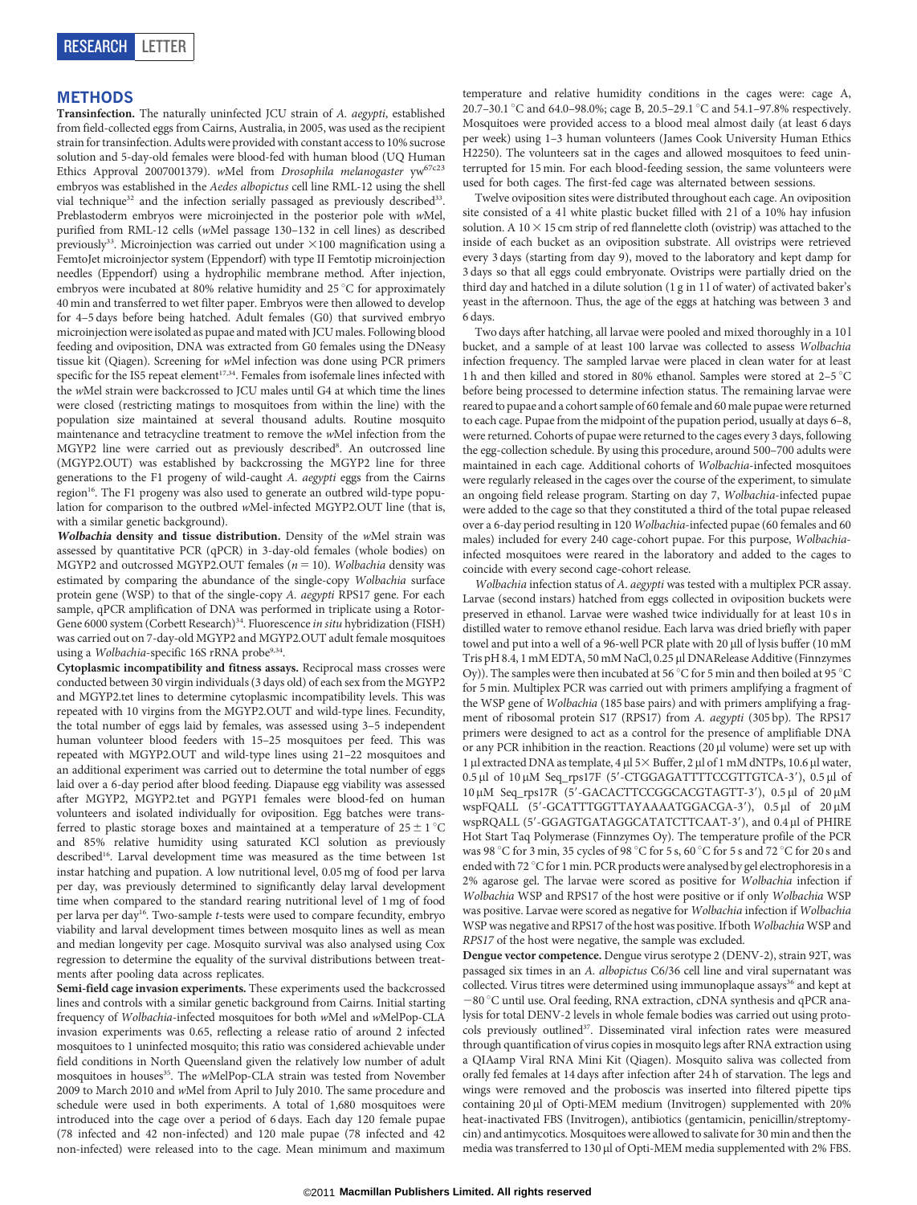## METHODS

**Transinfection.** The naturally uninfected JCU strain of *A. aegypti*, established from field-collected eggs from Cairns, Australia, in 2005, was used as the recipient strain for transinfection. Adults were provided with constant access to 10% sucrose solution and 5-day-old females were blood-fed with human blood (UQ Human Ethics Approval 2007001379). *w*Mel from *Drosophila melanogaster* yw$^{67c23}$ embryos was established in the *Aedes albopictus* cell line RML-12 using the shell vial technique[32] and the infection serially passaged as previously described[33]. Preblastoderm embryos were microinjected in the posterior pole with *w*Mel, purified from RML-12 cells (*w*Mel passage 130–132 in cell lines) as described previously[33]. Microinjection was carried out under ×100 magnification using a FemtoJet microinjector system (Eppendorf) with type II Femtotip microinjection needles (Eppendorf) using a hydrophilic membrane method. After injection, embryos were incubated at 80% relative humidity and 25 °C for approximately 40 min and transferred to wet filter paper. Embryos were then allowed to develop for 4–5 days before being hatched. Adult females (G0) that survived embryo microinjection were isolated as pupae and mated with JCU males. Following blood feeding and oviposition, DNA was extracted from G0 females using the DNeasy tissue kit (Qiagen). Screening for *w*Mel infection was done using PCR primers specific for the IS5 repeat element[17,34]. Females from isofemale lines infected with the *w*Mel strain were backcrossed to JCU males until G4 at which time the lines were closed (restricting matings to mosquitoes from within the line) with the population size maintained at several thousand adults. Routine mosquito maintenance and tetracycline treatment to remove the *w*Mel infection from the MGYP2 line were carried out as previously described[8]. An outcrossed line (MGYP2.OUT) was established by backcrossing the MGYP2 line for three generations to the F1 progeny of wild-caught *A. aegypti* eggs from the Cairns region[16]. The F1 progeny was also used to generate an outbred wild-type population for comparison to the outbred *w*Mel-infected MGYP2.OUT line (that is, with a similar genetic background).

***Wolbachia* density and tissue distribution.** Density of the *w*Mel strain was assessed by quantitative PCR (qPCR) in 3-day-old females (whole bodies) on MGYP2 and outcrossed MGYP2.OUT females ($n = 10$). *Wolbachia* density was estimated by comparing the abundance of the single-copy *Wolbachia* surface protein gene (WSP) to that of the single-copy *A. aegypti* RPS17 gene. For each sample, qPCR amplification of DNA was performed in triplicate using a Rotor-Gene 6000 system (Corbett Research)[34]. Fluorescence *in situ* hybridization (FISH) was carried out on 7-day-old MGYP2 and MGYP2.OUT adult female mosquitoes using a *Wolbachia*-specific 16S rRNA probe[9,34].

**Cytoplasmic incompatibility and fitness assays.** Reciprocal mass crosses were conducted between 30 virgin individuals (3 days old) of each sex from the MGYP2 and MGYP2.tet lines to determine cytoplasmic incompatibility levels. This was repeated with 10 virgins from the MGYP2.OUT and wild-type lines. Fecundity, the total number of eggs laid by females, was assessed using 3–5 independent human volunteer blood feeders with 15–25 mosquitoes per feed. This was repeated with MGYP2.OUT and wild-type lines using 21–22 mosquitoes and an additional experiment was carried out to determine the total number of eggs laid over a 6-day period after blood feeding. Diapause egg viability was assessed after MGYP2, MGYP2.tet and PGYP1 females were blood-fed on human volunteers and isolated individually for oviposition. Egg batches were transferred to plastic storage boxes and maintained at a temperature of 25 ± 1 °C and 85% relative humidity using saturated KCl solution as previously described[16]. Larval development time was measured as the time between 1st instar hatching and pupation. A low nutritional level, 0.05 mg of food per larva per day, was previously determined to significantly delay larval development time when compared to the standard rearing nutritional level of 1 mg of food per larva per day[16]. Two-sample *t*-tests were used to compare fecundity, embryo viability and larval development times between mosquito lines as well as mean and median longevity per cage. Mosquito survival was also analysed using Cox regression to determine the equality of the survival distributions between treatments after pooling data across replicates.

**Semi-field cage invasion experiments.** These experiments used the backcrossed lines and controls with a similar genetic background from Cairns. Initial starting frequency of *Wolbachia*-infected mosquitoes for both *w*Mel and *w*MelPop-CLA invasion experiments was 0.65, reflecting a release ratio of around 2 infected mosquitoes to 1 uninfected mosquito; this ratio was considered achievable under field conditions in North Queensland given the relatively low number of adult mosquitoes in houses[35]. The *w*MelPop-CLA strain was tested from November 2009 to March 2010 and *w*Mel from April to July 2010. The same procedure and schedule were used in both experiments. A total of 1,680 mosquitoes were introduced into the cage over a period of 6 days. Each day 120 female pupae (78 infected and 42 non-infected) and 120 male pupae (78 infected and 42 non-infected) were released into to the cage. Mean minimum and maximum temperature and relative humidity conditions in the cages were: cage A, 20.7–30.1 °C and 64.0–98.0%; cage B, 20.5–29.1 °C and 54.1–97.8% respectively. Mosquitoes were provided access to a blood meal almost daily (at least 6 days per week) using 1–3 human volunteers (James Cook University Human Ethics H2250). The volunteers sat in the cages and allowed mosquitoes to feed uninterrupted for 15 min. For each blood-feeding session, the same volunteers were used for both cages. The first-fed cage was alternated between sessions.

Twelve oviposition sites were distributed throughout each cage. An oviposition site consisted of a 4 l white plastic bucket filled with 2 l of a 10% hay infusion solution. A 10 × 15 cm strip of red flannelette cloth (ovistrip) was attached to the inside of each bucket as an oviposition substrate. All ovistrips were retrieved every 3 days (starting from day 9), moved to the laboratory and kept damp for 3 days so that all eggs could embryonate. Ovistrips were partially dried on the third day and hatched in a dilute solution (1 g in 1 l of water) of activated baker's yeast in the afternoon. Thus, the age of the eggs at hatching was between 3 and 6 days.

Two days after hatching, all larvae were pooled and mixed thoroughly in a 10 l bucket, and a sample of at least 100 larvae was collected to assess *Wolbachia* infection frequency. The sampled larvae were placed in clean water for at least 1 h and then killed and stored in 80% ethanol. Samples were stored at 2–5 °C before being processed to determine infection status. The remaining larvae were reared to pupae and a cohort sample of 60 female and 60 male pupae were returned to each cage. Pupae from the midpoint of the pupation period, usually at days 6–8, were returned. Cohorts of pupae were returned to the cages every 3 days, following the egg-collection schedule. By using this procedure, around 500–700 adults were maintained in each cage. Additional cohorts of *Wolbachia*-infected mosquitoes were regularly released in the cages over the course of the experiment, to simulate an ongoing field release program. Starting on day 7, *Wolbachia*-infected pupae were added to the cage so that they constituted a third of the total pupae released over a 6-day period resulting in 120 *Wolbachia*-infected pupae (60 females and 60 males) included for every 240 cage-cohort pupae. For this purpose, *Wolbachia*-infected mosquitoes were reared in the laboratory and added to the cages to coincide with every second cage-cohort release.

*Wolbachia* infection status of *A. aegypti* was tested with a multiplex PCR assay. Larvae (second instars) hatched from eggs collected in oviposition buckets were preserved in ethanol. Larvae were washed twice individually for at least 10 s in distilled water to remove ethanol residue. Each larva was dried briefly with paper towel and put into a well of a 96-well PCR plate with 20 µl of lysis buffer (10 mM Tris pH 8.4, 1 mM EDTA, 50 mM NaCl, 0.25 µl DNARelease Additive (Finnzymes Oy)). The samples were then incubated at 56 °C for 5 min and then boiled at 95 °C for 5 min. Multiplex PCR was carried out with primers amplifying a fragment of the WSP gene of *Wolbachia* (185 base pairs) and with primers amplifying a fragment of ribosomal protein S17 (RPS17) from *A. aegypti* (305 bp). The RPS17 primers were designed to act as a control for the presence of amplifiable DNA or any PCR inhibition in the reaction. Reactions (20 µl volume) were set up with 1 µl extracted DNA as template, 4 µl 5× Buffer, 2 µl of 1 mM dNTPs, 10.6 µl water, 0.5 µl of 10 µM Seq_rps17F (5′-CTGGAGATTTTCCGTTGTCA-3′), 0.5 µl of 10 µM Seq_rps17R (5′-GACACTTCCGGCACGTAGTT-3′), 0.5 µl of 20 µM wspFQALL (5′-GCATTTGGTTAYAAAATGGACGA-3′), 0.5 µl of 20 µM wspRQALL (5′-GGAGTGATAGGCATATCTTCAAT-3′), and 0.4 µl of PHIRE Hot Start Taq Polymerase (Finnzymes Oy). The temperature profile of the PCR was 98 °C for 3 min, 35 cycles of 98 °C for 5 s, 60 °C for 5 s and 72 °C for 20 s and ended with 72 °C for 1 min. PCR products were analysed by gel electrophoresis in a 2% agarose gel. The larvae were scored as positive for *Wolbachia* infection if *Wolbachia* WSP and RPS17 of the host were positive or if only *Wolbachia* WSP was positive. Larvae were scored as negative for *Wolbachia* infection if *Wolbachia* WSP was negative and RPS17 of the host was positive. If both *Wolbachia* WSP and *RPS17* of the host were negative, the sample was excluded.

**Dengue vector competence.** Dengue virus serotype 2 (DENV-2), strain 92T, was passaged six times in an *A. albopictus* C6/36 cell line and viral supernatant was collected. Virus titres were determined using immunoplaque assays[36] and kept at −80 °C until use. Oral feeding, RNA extraction, cDNA synthesis and qPCR analysis for total DENV-2 levels in whole female bodies was carried out using protocols previously outlined[37]. Disseminated viral infection rates were measured through quantification of virus copies in mosquito legs after RNA extraction using a QIAamp Viral RNA Mini Kit (Qiagen). Mosquito saliva was collected from orally fed females at 14 days after infection after 24 h of starvation. The legs and wings were removed and the proboscis was inserted into filtered pipette tips containing 20 µl of Opti-MEM medium (Invitrogen) supplemented with 20% heat-inactivated FBS (Invitrogen), antibiotics (gentamicin, penicillin/streptomycin) and antimycotics. Mosquitoes were allowed to salivate for 30 min and then the media was transferred to 130 µl of Opti-MEM media supplemented with 2% FBS.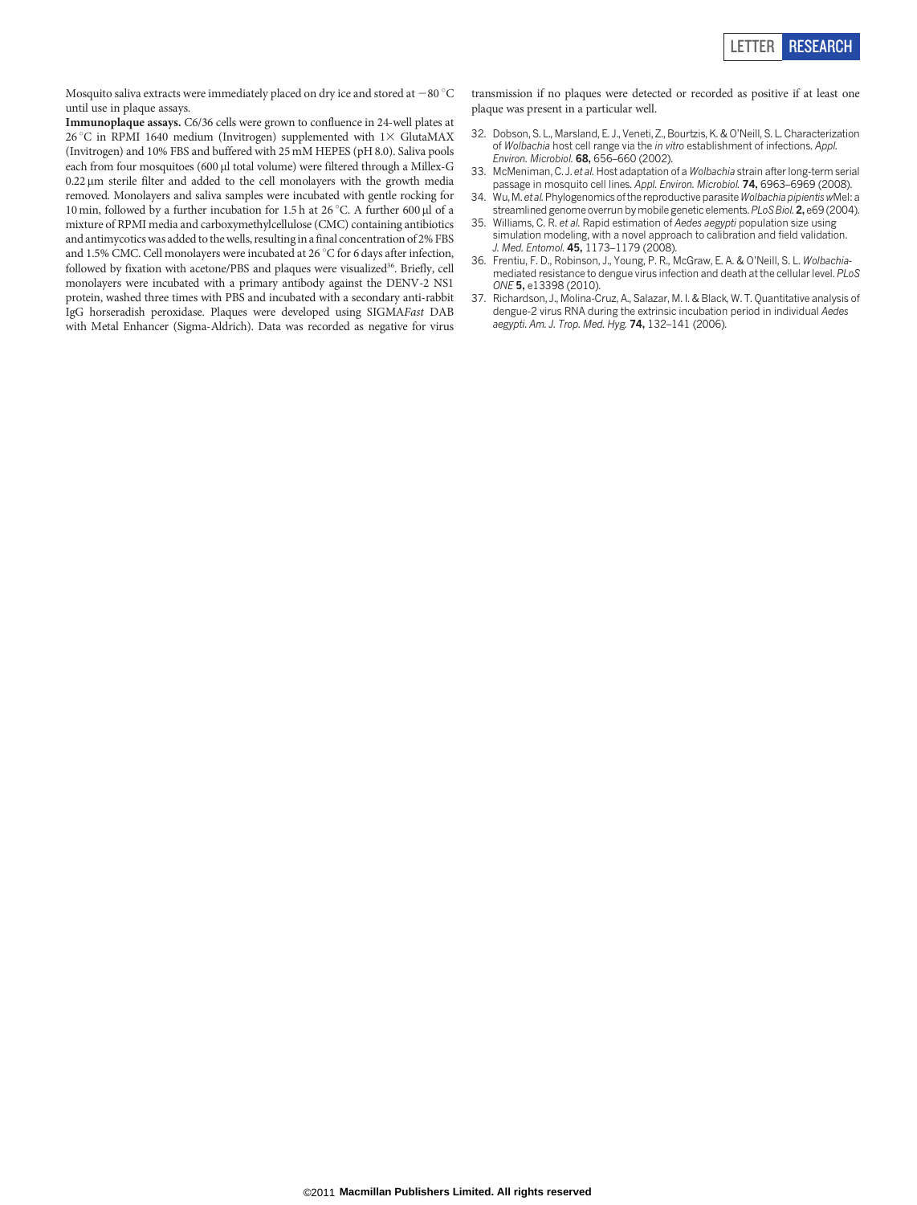Mosquito saliva extracts were immediately placed on dry ice and stored at −80 °C until use in plaque assays.

**Immunoplaque assays.** C6/36 cells were grown to confluence in 24-well plates at 26 °C in RPMI 1640 medium (Invitrogen) supplemented with 1× GlutaMAX (Invitrogen) and 10% FBS and buffered with 25 mM HEPES (pH 8.0). Saliva pools each from four mosquitoes (600 µl total volume) were filtered through a Millex-G 0.22 µm sterile filter and added to the cell monolayers with the growth media removed. Monolayers and saliva samples were incubated with gentle rocking for 10 min, followed by a further incubation for 1.5 h at 26 °C. A further 600 µl of a mixture of RPMI media and carboxymethylcellulose (CMC) containing antibiotics and antimycotics was added to the wells, resulting in a final concentration of 2% FBS and 1.5% CMC. Cell monolayers were incubated at 26 °C for 6 days after infection, followed by fixation with acetone/PBS and plaques were visualized[36]. Briefly, cell monolayers were incubated with a primary antibody against the DENV-2 NS1 protein, washed three times with PBS and incubated with a secondary anti-rabbit IgG horseradish peroxidase. Plaques were developed using SIGMA*Fast* DAB with Metal Enhancer (Sigma-Aldrich). Data was recorded as negative for virus transmission if no plaques were detected or recorded as positive if at least one plaque was present in a particular well.

32. Dobson, S. L., Marsland, E. J., Veneti, Z., Bourtzis, K. & O'Neill, S. L. Characterization of *Wolbachia* host cell range via the *in vitro* establishment of infections. *Appl. Environ. Microbiol.* **68,** 656–660 (2002).
33. McMeniman, C. J. *et al.* Host adaptation of a *Wolbachia* strain after long-term serial passage in mosquito cell lines. *Appl. Environ. Microbiol.* **74,** 6963–6969 (2008).
34. Wu, M. *et al.* Phylogenomics of the reproductive parasite *Wolbachia pipientis w*Mel: a streamlined genome overrun by mobile genetic elements. *PLoS Biol.* **2,** e69 (2004).
35. Williams, C. R. *et al.* Rapid estimation of *Aedes aegypti* population size using simulation modeling, with a novel approach to calibration and field validation. *J. Med. Entomol.* **45,** 1173–1179 (2008).
36. Frentiu, F. D., Robinson, J., Young, P. R., McGraw, E. A. & O'Neill, S. L. *Wolbachia*-mediated resistance to dengue virus infection and death at the cellular level. *PLoS ONE* **5,** e13398 (2010).
37. Richardson, J., Molina-Cruz, A., Salazar, M. I. & Black, W. T. Quantitative analysis of dengue-2 virus RNA during the extrinsic incubation period in individual *Aedes aegypti*. *Am. J. Trop. Med. Hyg.* **74,** 132–141 (2006).